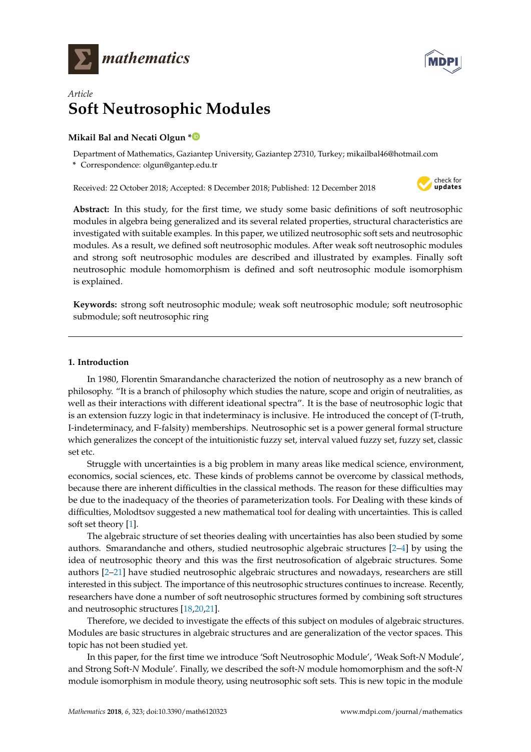*Article*

# Soft Neutrosophic Modules

**Mikail Bal and Necati Olgun ***

Department of Mathematics, Gaziantep University, Gaziantep 27310, Turkey; mikailbal46@hotmail.com
* Correspondence: olgun@gantep.edu.tr

Received: 22 October 2018; Accepted: 8 December 2018; Published: 12 December 2018

**Abstract:** In this study, for the first time, we study some basic definitions of soft neutrosophic modules in algebra being generalized and its several related properties, structural characteristics are investigated with suitable examples. In this paper, we utilized neutrosophic soft sets and neutrosophic modules. As a result, we defined soft neutrosophic modules. After weak soft neutrosophic modules and strong soft neutrosophic modules are described and illustrated by examples. Finally soft neutrosophic module homomorphism is defined and soft neutrosophic module isomorphism is explained.

**Keywords:** strong soft neutrosophic module; weak soft neutrosophic module; soft neutrosophic submodule; soft neutrosophic ring

## 1. Introduction

In 1980, Florentin Smarandanche characterized the notion of neutrosophy as a new branch of philosophy. "It is a branch of philosophy which studies the nature, scope and origin of neutralities, as well as their interactions with different ideational spectra". It is the base of neutrosophic logic that is an extension fuzzy logic in that indeterminacy is inclusive. He introduced the concept of (T-truth, I-indeterminacy, and F-falsity) memberships. Neutrosophic set is a power general formal structure which generalizes the concept of the intuitionistic fuzzy set, interval valued fuzzy set, fuzzy set, classic set etc.

Struggle with uncertainties is a big problem in many areas like medical science, environment, economics, social sciences, etc. These kinds of problems cannot be overcome by classical methods, because there are inherent difficulties in the classical methods. The reason for these difficulties may be due to the inadequacy of the theories of parameterization tools. For Dealing with these kinds of difficulties, Molodtsov suggested a new mathematical tool for dealing with uncertainties. This is called soft set theory [1].

The algebraic structure of set theories dealing with uncertainties has also been studied by some authors. Smarandanche and others, studied neutrosophic algebraic structures [2–4] by using the idea of neutrosophic theory and this was the first neutrosofication of algebraic structures. Some authors [2–21] have studied neutrosophic algebraic structures and nowadays, researchers are still interested in this subject. The importance of this neutrosophic structures continues to increase. Recently, researchers have done a number of soft neutrosophic structures formed by combining soft structures and neutrosophic structures [18,20,21].

Therefore, we decided to investigate the effects of this subject on modules of algebraic structures. Modules are basic structures in algebraic structures and are generalization of the vector spaces. This topic has not been studied yet.

In this paper, for the first time we introduce 'Soft Neutrosophic Module', 'Weak Soft-*N* Module', and Strong Soft-*N* Module'. Finally, we described the soft-*N* module homomorphism and the soft-*N* module isomorphism in module theory, using neutrosophic soft sets. This is new topic in the module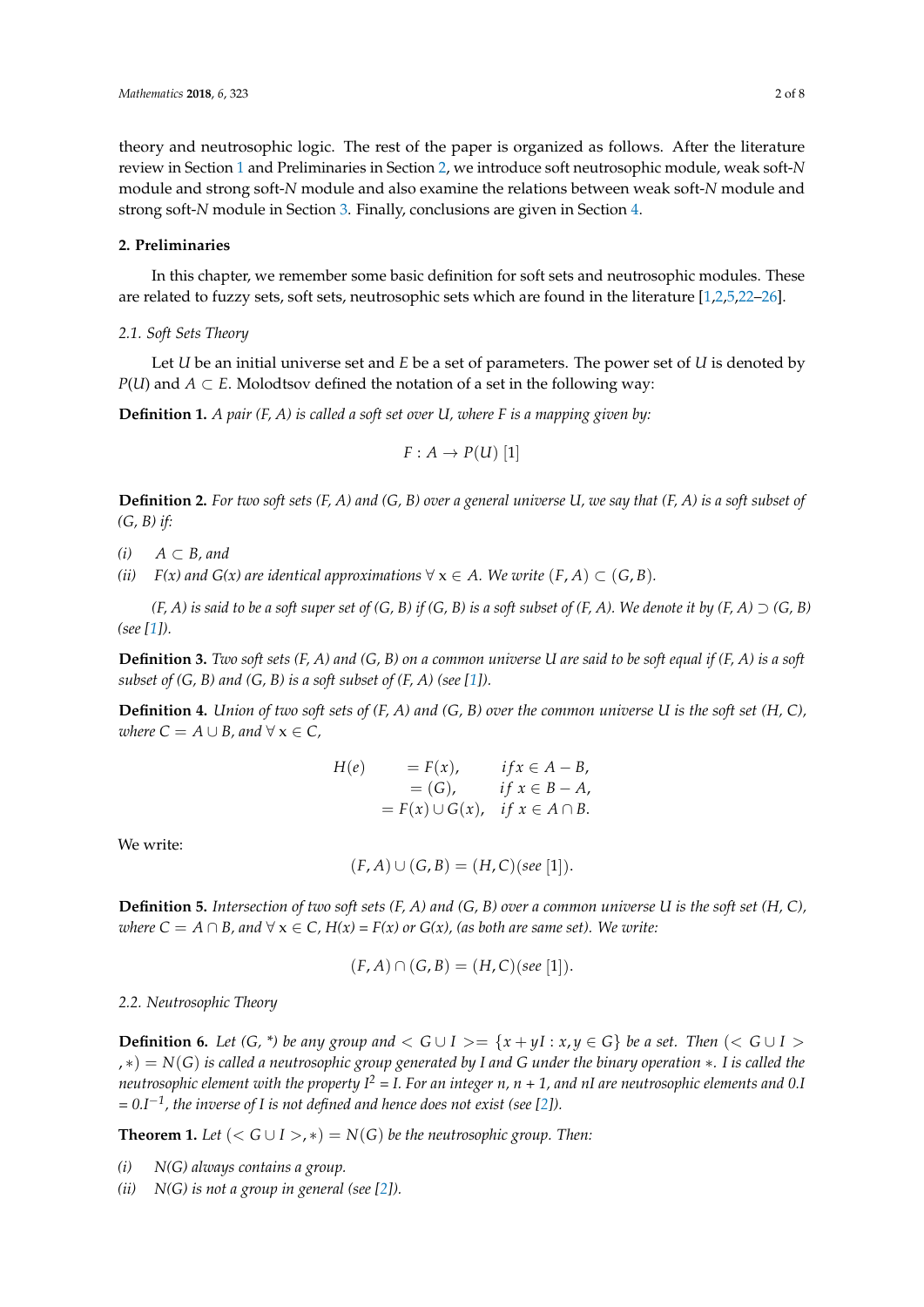theory and neutrosophic logic. The rest of the paper is organized as follows. After the literature review in Section 1 and Preliminaries in Section 2, we introduce soft neutrosophic module, weak soft-*N* module and strong soft-*N* module and also examine the relations between weak soft-*N* module and strong soft-*N* module in Section 3. Finally, conclusions are given in Section 4.

## 2. Preliminaries

In this chapter, we remember some basic definition for soft sets and neutrosophic modules. These are related to fuzzy sets, soft sets, neutrosophic sets which are found in the literature [1,2,5,22–26].

### 2.1. Soft Sets Theory

Let $U$ be an initial universe set and $E$ be a set of parameters. The power set of $U$ is denoted by $P(U)$ and $A \subset E$. Molodtsov defined the notation of a set in the following way:

**Definition 1.** *A pair (F, A) is called a soft set over U, where F is a mapping given by:*

$$F : A \to P(U) \; [1]$$

**Definition 2.** *For two soft sets (F, A) and (G, B) over a general universe U, we say that (F, A) is a soft subset of (G, B) if:*

- *(i)* $A \subset B$, *and*
- *(ii)* *F(x) and G(x) are identical approximations* $\forall$ x $\in$ *A. We write* $(F, A) \subset (G, B)$.

*(F, A) is said to be a soft super set of (G, B) if (G, B) is a soft subset of (F, A). We denote it by (F, A)* $\supset$ *(G, B) (see [1]).*

**Definition 3.** *Two soft sets (F, A) and (G, B) on a common universe U are said to be soft equal if (F, A) is a soft subset of (G, B) and (G, B) is a soft subset of (F, A) (see [1]).*

**Definition 4.** *Union of two soft sets of (F, A) and (G, B) over the common universe U is the soft set (H, C), where* $C = A \cup B$, *and* $\forall$ x $\in$ *C,*

$$\begin{aligned} H(e) \quad &= F(x), \quad if\, x \in A - B, \\ &= (G), \quad if\ x \in B - A, \\ &= F(x) \cup G(x), \quad if\ x \in A \cap B. \end{aligned}$$

We write:

$$(F, A) \cup (G, B) = (H, C)(see\ [1]).$$

**Definition 5.** *Intersection of two soft sets (F, A) and (G, B) over a common universe U is the soft set (H, C), where* $C = A \cap B$, *and* $\forall$ x $\in$ *C, H(x) = F(x) or G(x), (as both are same set). We write:*

$$(F, A) \cap (G, B) = (H, C)(see\ [1]).$$

### 2.2. Neutrosophic Theory

**Definition 6.** *Let (G, \*) be any group and* $< G \cup I >= \{x + yI : x, y \in G\}$ *be a set. Then* $(< G \cup I >, *) = N(G)$ *is called a neutrosophic group generated by I and G under the binary operation* $*$. *I is called the neutrosophic element with the property* $I^2 = I$. *For an integer n, n + 1, and nI are neutrosophic elements and 0.I =* $0.I^{-1}$, *the inverse of I is not defined and hence does not exist (see [2]).*

**Theorem 1.** *Let* $(< G \cup I >, *) = N(G)$ *be the neutrosophic group. Then:*

- *(i)* *N(G) always contains a group.*
- *(ii)* *N(G) is not a group in general (see [2]).*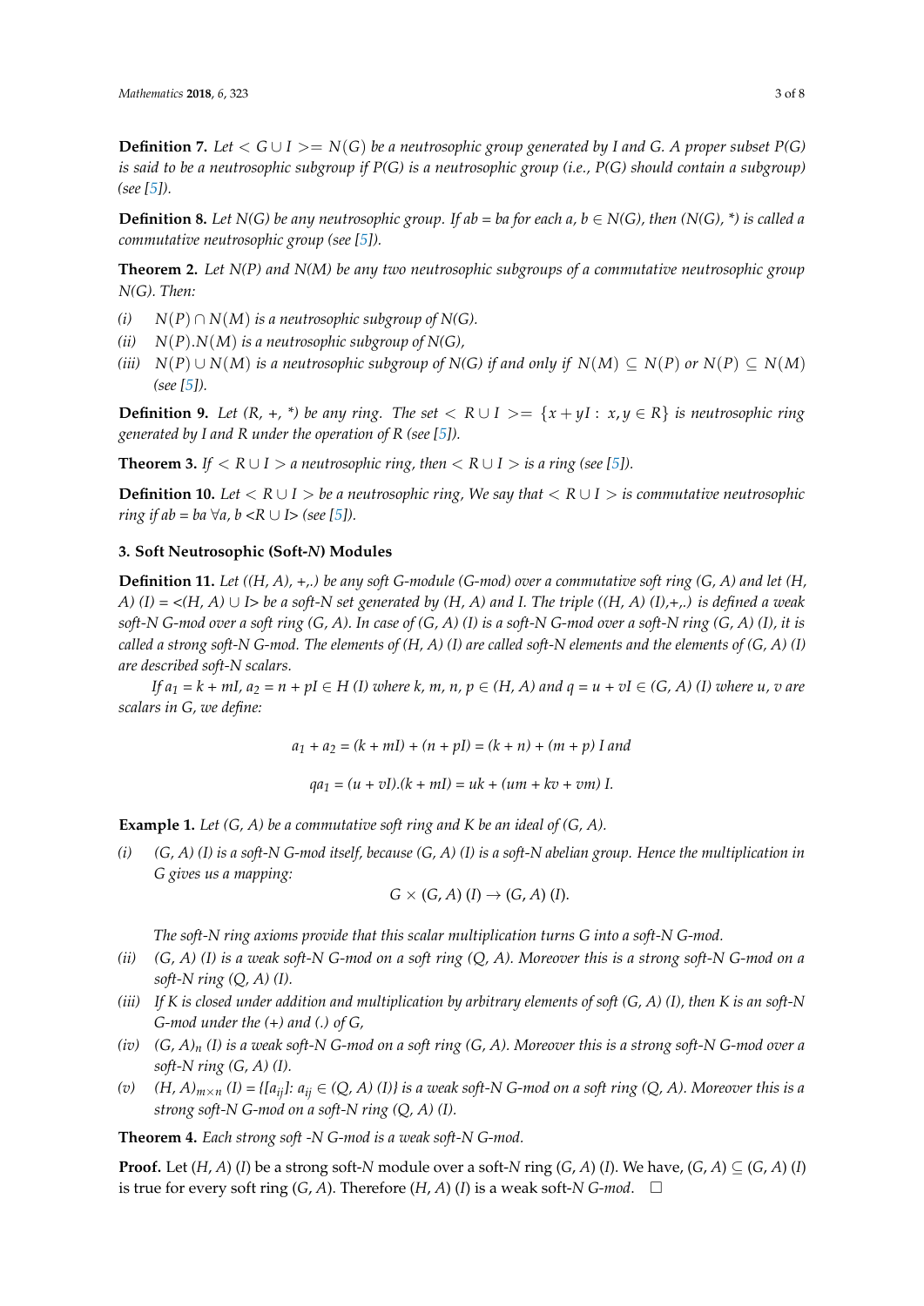**Definition 7.** *Let $< G \cup I >= N(G)$ be a neutrosophic group generated by I and G. A proper subset P(G) is said to be a neutrosophic subgroup if P(G) is a neutrosophic group (i.e., P(G) should contain a subgroup) (see [5]).*

**Definition 8.** *Let N(G) be any neutrosophic group. If ab = ba for each a, b ∈ N(G), then (N(G), \*) is called a commutative neutrosophic group (see [5]).*

**Theorem 2.** *Let N(P) and N(M) be any two neutrosophic subgroups of a commutative neutrosophic group N(G). Then:*

*(i)* *$N(P) \cap N(M)$ is a neutrosophic subgroup of N(G).*

*(ii)* *$N(P).N(M)$ is a neutrosophic subgroup of N(G),*

*(iii)* *$N(P) \cup N(M)$ is a neutrosophic subgroup of N(G) if and only if $N(M) \subseteq N(P)$ or $N(P) \subseteq N(M)$ (see [5]).*

**Definition 9.** *Let (R, +, \*) be any ring. The set $< R \cup I >= \{x + yI : x, y \in R\}$ is neutrosophic ring generated by I and R under the operation of R (see [5]).*

**Theorem 3.** *If $< R \cup I >$ a neutrosophic ring, then $< R \cup I >$ is a ring (see [5]).*

**Definition 10.** *Let $< R \cup I >$ be a neutrosophic ring, We say that $< R \cup I >$ is commutative neutrosophic ring if ab = ba ∀a, b <R ∪ I> (see [5]).*

## 3. Soft Neutrosophic (Soft-*N*) Modules

**Definition 11.** *Let ((H, A), +,.) be any soft G-module (G-mod) over a commutative soft ring (G, A) and let (H, A) (I) = <(H, A) ∪ I> be a soft-N set generated by (H, A) and I. The triple ((H, A) (I),+,.) is defined a weak soft-N G-mod over a soft ring (G, A). In case of (G, A) (I) is a soft-N G-mod over a soft-N ring (G, A) (I), it is called a strong soft-N G-mod. The elements of (H, A) (I) are called soft-N elements and the elements of (G, A) (I) are described soft-N scalars.*

*If $a_1$ = k + mI, $a_2$ = n + pI ∈ H (I) where k, m, n, p ∈ (H, A) and q = u + vI ∈ (G, A) (I) where u, v are scalars in G, we define:*

$$a_1 + a_2 = (k + mI) + (n + pI) = (k + n) + (m + p) I \text{ and}$$

$$qa_1 = (u + vI).(k + mI) = uk + (um + kv + vm) I.$$

**Example 1.** *Let (G, A) be a commutative soft ring and K be an ideal of (G, A).*

*(i)* *(G, A) (I) is a soft-N G-mod itself, because (G, A) (I) is a soft-N abelian group. Hence the multiplication in G gives us a mapping:*

$$G \times (G, A)\,(I) \to (G, A)\,(I).$$

*The soft-N ring axioms provide that this scalar multiplication turns G into a soft-N G-mod.*

*(ii)* *(G, A) (I) is a weak soft-N G-mod on a soft ring (Q, A). Moreover this is a strong soft-N G-mod on a soft-N ring (Q, A) (I).*

*(iii)* *If K is closed under addition and multiplication by arbitrary elements of soft (G, A) (I), then K is an soft-N G-mod under the (+) and (.) of G,*

*(iv)* *$(G, A)_n$ (I) is a weak soft-N G-mod on a soft ring (G, A). Moreover this is a strong soft-N G-mod over a soft-N ring (G, A) (I).*

*(v)* *$(H, A)_{m\times n}$ (I) = {[$a_{ij}$]: $a_{ij}$ ∈ (Q, A) (I)} is a weak soft-N G-mod on a soft ring (Q, A). Moreover this is a strong soft-N G-mod on a soft-N ring (Q, A) (I).*

**Theorem 4.** *Each strong soft -N G-mod is a weak soft-N G-mod.*

**Proof.** Let (*H*, *A*) (*I*) be a strong soft-*N* module over a soft-*N* ring (*G*, *A*) (*I*). We have, (*G*, *A*) ⊆ (*G*, *A*) (*I*) is true for every soft ring (*G*, *A*). Therefore (*H*, *A*) (*I*) is a weak soft-*N G-mod*. □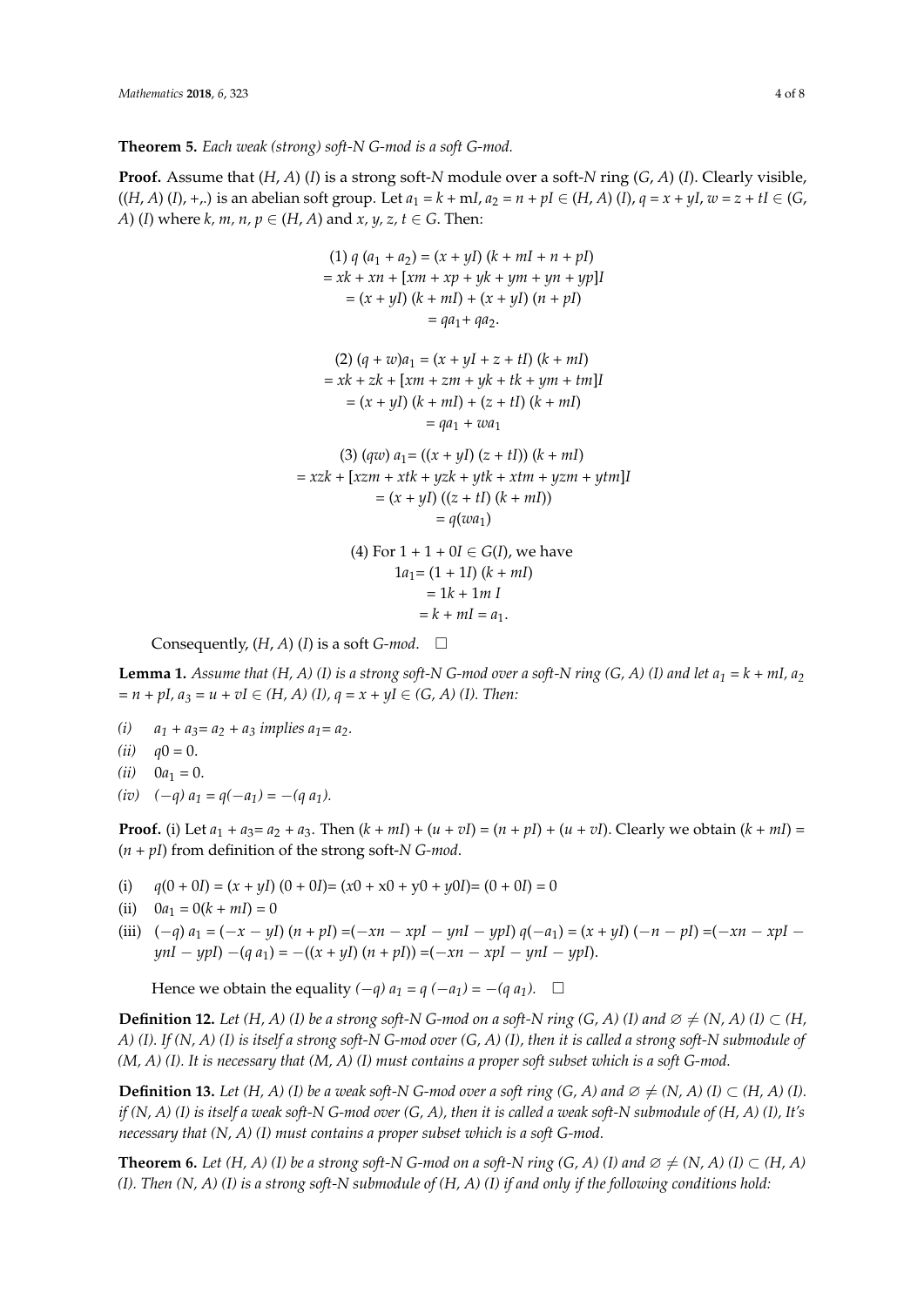**Theorem 5.** *Each weak (strong) soft-N G-mod is a soft G-mod.*

**Proof.** Assume that $(H, A)$ $(I)$ is a strong soft-*N* module over a soft-*N* ring $(G, A)$ $(I)$. Clearly visible, $((H, A)$ $(I), +, .)$ is an abelian soft group. Let $a_1 = k + mI$, $a_2 = n + pI \in (H, A)$ $(I)$, $q = x + yI$, $w = z + tI \in (G, A)$ $(I)$ where $k, m, n, p \in (H, A)$ and $x, y, z, t \in G$. Then:

$$
\begin{gathered}
(1)\ q\,(a_1 + a_2) = (x + yI)\,(k + mI + n + pI) \\
= xk + xn + [xm + xp + yk + ym + yn + yp]I \\
= (x + yI)\,(k + mI) + (x + yI)\,(n + pI) \\
= qa_1 + qa_2.
\end{gathered}
$$

$$
\begin{gathered}
(2)\ (q + w)a_1 = (x + yI + z + tI)\,(k + mI) \\
= xk + zk + [xm + zm + yk + tk + ym + tm]I \\
= (x + yI)\,(k + mI) + (z + tI)\,(k + mI) \\
= qa_1 + wa_1
\end{gathered}
$$

$$
\begin{gathered}
(3)\ (qw)\,a_1 = ((x + yI)\,(z + tI))\,(k + mI) \\
= xzk + [xzm + xtk + yzk + ytk + xtm + yzm + ytm]I \\
= (x + yI)\,((z + tI)\,(k + mI)) \\
= q(wa_1)
\end{gathered}
$$

$$
\begin{gathered}
(4)\ \text{For } 1 + 1 + 0I \in G(I), \text{ we have} \\
1a_1 = (1 + 1I)\,(k + mI) \\
= 1k + 1m\,I \\
= k + mI = a_1.
\end{gathered}
$$

Consequently, $(H, A)$ $(I)$ is a soft *G-mod*. $\square$

**Lemma 1.** *Assume that $(H, A)$ $(I)$ is a strong soft-N G-mod over a soft-N ring $(G, A)$ $(I)$ and let $a_1 = k + mI$, $a_2 = n + pI$, $a_3 = u + vI \in (H, A)$ $(I)$, $q = x + yI \in (G, A)$ $(I)$. Then:*

*(i)* $a_1 + a_3 = a_2 + a_3$ *implies* $a_1 = a_2$.

*(ii)* $q0 = 0$.

*(ii)* $0a_1 = 0$.

*(iv)* $(-q)\,a_1 = q(-a_1) = -(q\,a_1)$.

**Proof.** (i) Let $a_1 + a_3 = a_2 + a_3$. Then $(k + mI) + (u + vI) = (n + pI) + (u + vI)$. Clearly we obtain $(k + mI) = (n + pI)$ from definition of the strong soft-*N G-mod*.

(i) $q(0 + 0I) = (x + yI)\,(0 + 0I) = (x0 + x0 + y0 + y0I) = (0 + 0I) = 0$

(ii) $0a_1 = 0(k + mI) = 0$

(iii) $(-q)\,a_1 = (-x - yI)\,(n + pI) = (-xn - xpI - ynI - ypI)\ q(-a_1) = (x + yI)\,(-n - pI) = (-xn - xpI - ynI - ypI)\ -(q\,a_1) = -((x + yI)\,(n + pI)) = (-xn - xpI - ynI - ypI)$.

Hence we obtain the equality $(-q)\,a_1 = q\,(-a_1) = -(q\,a_1)$. $\square$

**Definition 12.** *Let $(H, A)$ $(I)$ be a strong soft-N G-mod on a soft-N ring $(G, A)$ $(I)$ and $\varnothing \neq (N, A)$ $(I) \subset (H, A)$ $(I)$. If $(N, A)$ $(I)$ is itself a strong soft-N G-mod over $(G, A)$ $(I)$, then it is called a strong soft-N submodule of $(M, A)$ $(I)$. It is necessary that $(M, A)$ $(I)$ must contains a proper soft subset which is a soft G-mod.*

**Definition 13.** *Let $(H, A)$ $(I)$ be a weak soft-N G-mod over a soft ring $(G, A)$ and $\varnothing \neq (N, A)$ $(I) \subset (H, A)$ $(I)$. if $(N, A)$ $(I)$ is itself a weak soft-N G-mod over $(G, A)$, then it is called a weak soft-N submodule of $(H, A)$ $(I)$, It's necessary that $(N, A)$ $(I)$ must contains a proper subset which is a soft G-mod.*

**Theorem 6.** *Let $(H, A)$ $(I)$ be a strong soft-N G-mod on a soft-N ring $(G, A)$ $(I)$ and $\varnothing \neq (N, A)$ $(I) \subset (H, A)$ $(I)$. Then $(N, A)$ $(I)$ is a strong soft-N submodule of $(H, A)$ $(I)$ if and only if the following conditions hold:*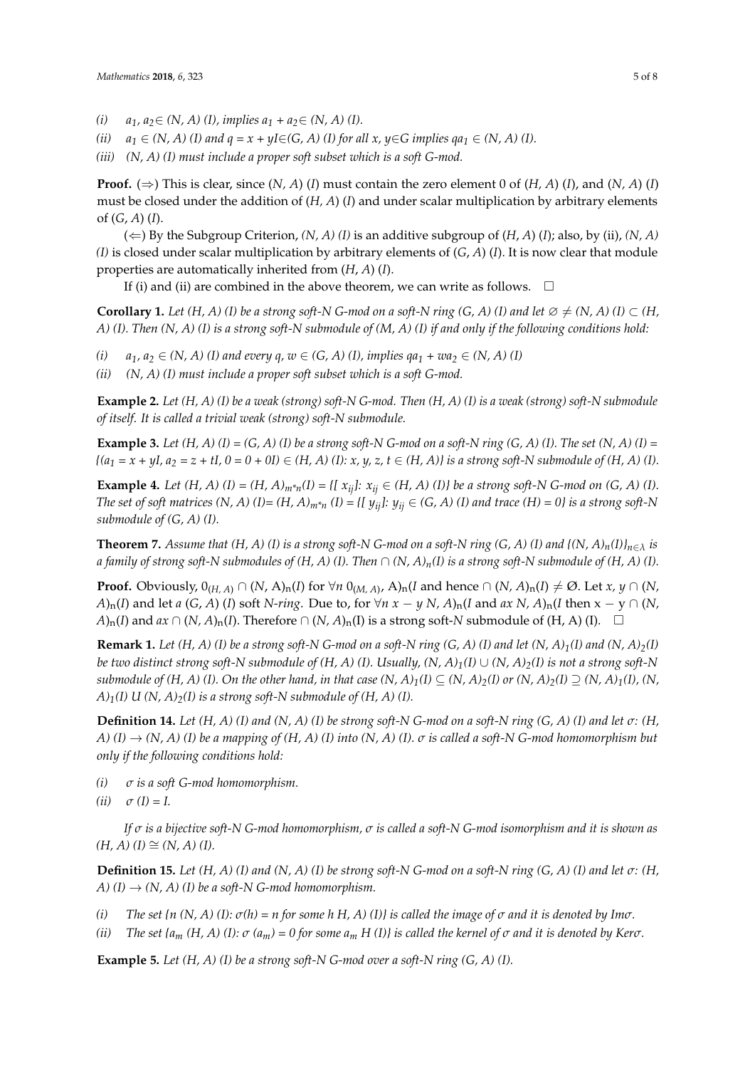(i) $a_1, a_2 \in (N, A)\,(I)$, implies $a_1 + a_2 \in (N, A)\,(I)$.

(ii) $a_1 \in (N, A)\,(I)$ and $q = x + yI \in (G, A)\,(I)$ for all $x, y \in G$ implies $qa_1 \in (N, A)\,(I)$.

(iii) $(N, A)\,(I)$ must include a proper soft subset which is a soft G-mod.

**Proof.** ($\Rightarrow$) This is clear, since $(N, A)\,(I)$ must contain the zero element 0 of $(H, A)\,(I)$, and $(N, A)\,(I)$ must be closed under the addition of $(H, A)\,(I)$ and under scalar multiplication by arbitrary elements of $(G, A)\,(I)$.

($\Leftarrow$) By the Subgroup Criterion, $(N, A)\,(I)$ is an additive subgroup of $(H, A)\,(I)$; also, by (ii), $(N, A)\,(I)$ is closed under scalar multiplication by arbitrary elements of $(G, A)\,(I)$. It is now clear that module properties are automatically inherited from $(H, A)\,(I)$.

If (i) and (ii) are combined in the above theorem, we can write as follows. □

**Corollary 1.** *Let $(H, A)\,(I)$ be a strong soft-N G-mod on a soft-N ring $(G, A)\,(I)$ and let $\varnothing \neq (N, A)\,(I) \subset (H, A)\,(I)$. Then $(N, A)\,(I)$ is a strong soft-N submodule of $(M, A)\,(I)$ if and only if the following conditions hold:*

(i) $a_1, a_2 \in (N, A)\,(I)$ and every $q, w \in (G, A)\,(I)$, implies $qa_1 + wa_2 \in (N, A)\,(I)$

(ii) $(N, A)\,(I)$ must include a proper soft subset which is a soft G-mod.

**Example 2.** *Let $(H, A)\,(I)$ be a weak (strong) soft-N G-mod. Then $(H, A)\,(I)$ is a weak (strong) soft-N submodule of itself. It is called a trivial weak (strong) soft-N submodule.*

**Example 3.** *Let $(H, A)\,(I) = (G, A)\,(I)$ be a strong soft-N G-mod on a soft-N ring $(G, A)\,(I)$. The set $(N, A)\,(I) = \{(a_1 = x + yI, a_2 = z + tI, 0 = 0 + 0I) \in (H, A)\,(I)\text{: } x, y, z, t \in (H, A)\}$ is a strong soft-N submodule of $(H, A)\,(I)$.*

**Example 4.** *Let $(H, A)\,(I) = (H, A)_{m*n}(I) = \{[\,x_{ij}]\text{: } x_{ij} \in (H, A)\,(I)\}$ be a strong soft-N G-mod on $(G, A)\,(I)$. The set of soft matrices $(N, A)\,(I) = (H, A)_{m*n}\,(I) = \{[\,y_{ij}]\text{: } y_{ij} \in (G, A)\,(I)$ and trace $(H) = 0\}$ is a strong soft-N submodule of $(G, A)\,(I)$.*

**Theorem 7.** *Assume that $(H, A)\,(I)$ is a strong soft-N G-mod on a soft-N ring $(G, A)\,(I)$ and $\{(N, A)_n(I)\}_{n \in \lambda}$ is a family of strong soft-N submodules of $(H, A)\,(I)$. Then $\cap\,(N, A)_n(I)$ is a strong soft-N submodule of $(H, A)\,(I)$.*

**Proof.** Obviously, $0_{(H,\,A)} \cap (N, A)_n(I)$ for $\forall n\ 0_{(M,\,A)}$, $A)_n(I$ and hence $\cap\,(N, A)_n(I) \neq \varnothing$. Let $x, y \cap (N, A)_n(I)$ and let $a\ (G, A)\,(I)$ soft $N$-ring. Due to, for $\forall n\ x - y\ N, A)_n(I$ and $ax\ N, A)_n(I$ then $x - y \cap (N, A)_n(I)$ and $ax \cap (N, A)_n(I)$. Therefore $\cap\,(N, A)_n(I)$ is a strong soft-$N$ submodule of $(H, A)\,(I)$. □

**Remark 1.** *Let $(H, A)\,(I)$ be a strong soft-N G-mod on a soft-N ring $(G, A)\,(I)$ and let $(N, A)_1(I)$ and $(N, A)_2(I)$ be two distinct strong soft-N submodule of $(H, A)\,(I)$. Usually, $(N, A)_1(I) \cup (N, A)_2(I)$ is not a strong soft-N submodule of $(H, A)\,(I)$. On the other hand, in that case $(N, A)_1(I) \subseteq (N, A)_2(I)$ or $(N, A)_2(I) \supseteq (N, A)_1(I)$, $(N, A)_1(I)\ U\ (N, A)_2(I)$ is a strong soft-N submodule of $(H, A)\,(I)$.*

**Definition 14.** *Let $(H, A)\,(I)$ and $(N, A)\,(I)$ be strong soft-N G-mod on a soft-N ring $(G, A)\,(I)$ and let $\sigma\text{: } (H, A)\,(I) \rightarrow (N, A)\,(I)$ be a mapping of $(H, A)\,(I)$ into $(N, A)\,(I)$. $\sigma$ is called a soft-N G-mod homomorphism but only if the following conditions hold:*

(i) $\sigma$ is a soft G-mod homomorphism.

(ii) $\sigma\,(I) = I$.

*If $\sigma$ is a bijective soft-N G-mod homomorphism, $\sigma$ is called a soft-N G-mod isomorphism and it is shown as $(H, A)\,(I) \cong (N, A)\,(I)$.*

**Definition 15.** *Let $(H, A)\,(I)$ and $(N, A)\,(I)$ be strong soft-N G-mod on a soft-N ring $(G, A)\,(I)$ and let $\sigma\text{: } (H, A)\,(I) \rightarrow (N, A)\,(I)$ be a soft-N G-mod homomorphism.*

(i) The set $\{n\ (N, A)\,(I)\text{: } \sigma(h) = n$ for some $h\ H, A)\,(I)\}$ is called the image of $\sigma$ and it is denoted by $Im\sigma$.

(ii) The set $\{a_m\ (H, A)\,(I)\text{: } \sigma\,(a_m) = 0$ for some $a_m\ H\,(I)\}$ is called the kernel of $\sigma$ and it is denoted by $Ker\sigma$.

**Example 5.** *Let $(H, A)\,(I)$ be a strong soft-N G-mod over a soft-N ring $(G, A)\,(I)$.*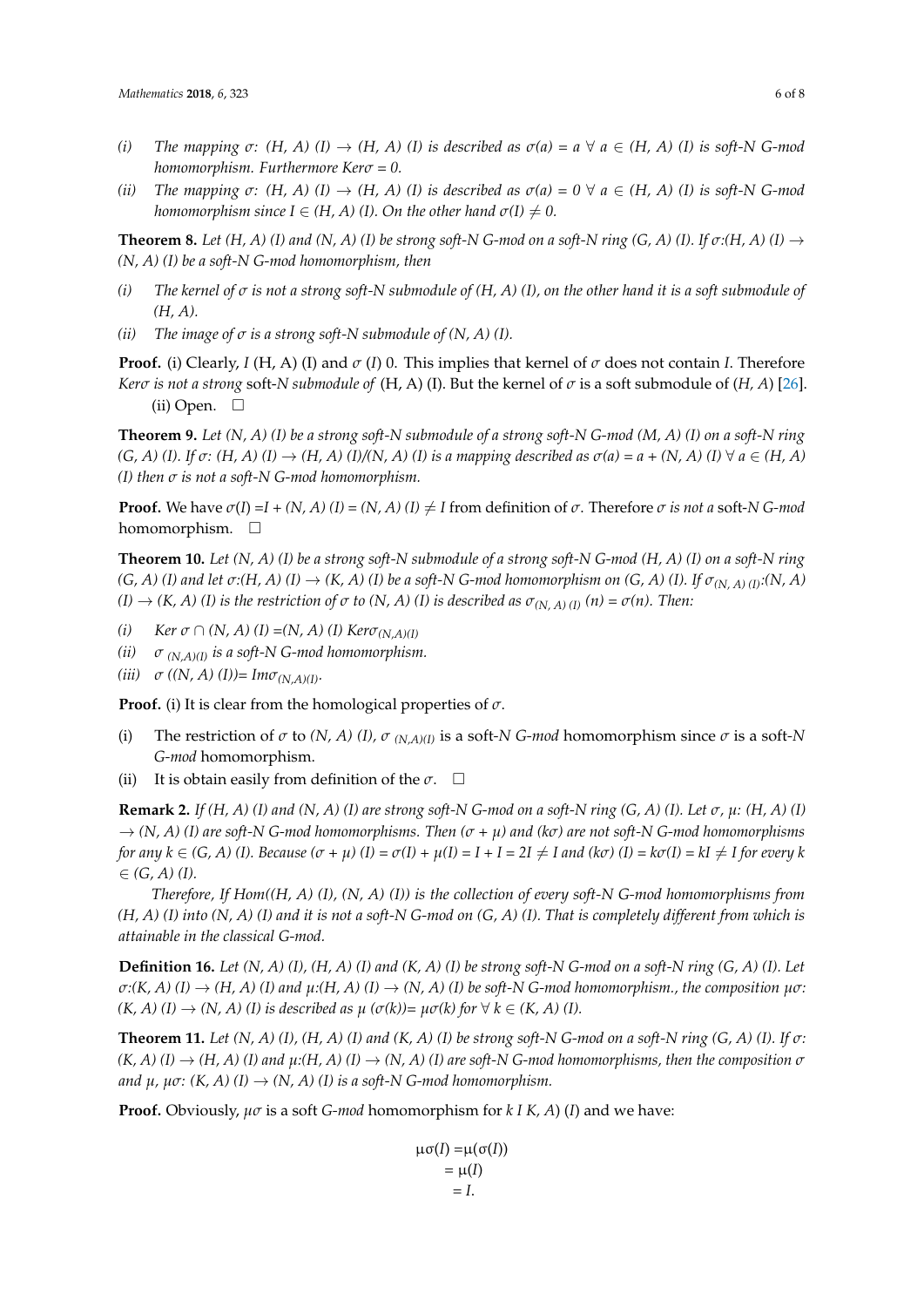(i) *The mapping σ: (H, A) (I) → (H, A) (I) is described as σ(a) = a ∀ a ∈ (H, A) (I) is soft-N G-mod homomorphism. Furthermore Kerσ = 0.*

(ii) *The mapping σ: (H, A) (I) → (H, A) (I) is described as σ(a) = 0 ∀ a ∈ (H, A) (I) is soft-N G-mod homomorphism since I ∈ (H, A) (I). On the other hand σ(I) ≠ 0.*

**Theorem 8.** *Let (H, A) (I) and (N, A) (I) be strong soft-N G-mod on a soft-N ring (G, A) (I). If σ:(H, A) (I) → (N, A) (I) be a soft-N G-mod homomorphism, then*

(i) *The kernel of σ is not a strong soft-N submodule of (H, A) (I), on the other hand it is a soft submodule of (H, A).*

(ii) *The image of σ is a strong soft-N submodule of (N, A) (I).*

**Proof.** (i) Clearly, *I* (H, A) (I) and *σ* (*I*) 0. This implies that kernel of *σ* does not contain *I*. Therefore *Kerσ is not a strong* soft-*N submodule of* (H, A) (I). But the kernel of *σ* is a soft submodule of (*H*, *A*) [26].

(ii) Open. □

**Theorem 9.** *Let (N, A) (I) be a strong soft-N submodule of a strong soft-N G-mod (M, A) (I) on a soft-N ring (G, A) (I). If σ: (H, A) (I) → (H, A) (I)/(N, A) (I) is a mapping described as σ(a) = a + (N, A) (I) ∀ a ∈ (H, A) (I) then σ is not a soft-N G-mod homomorphism.*

**Proof.** We have *σ*(*I*) =*I + (N, A) (I) = (N, A) (I)* ≠ *I* from definition of *σ*. Therefore *σ is not a* soft-*N G-mod* homomorphism. □

**Theorem 10.** *Let (N, A) (I) be a strong soft-N submodule of a strong soft-N G-mod (H, A) (I) on a soft-N ring (G, A) (I) and let σ:(H, A) (I) → (K, A) (I) be a soft-N G-mod homomorphism on (G, A) (I). If $\sigma_{(N, A)(I)}$:(N, A) (I) → (K, A) (I) is the restriction of σ to (N, A) (I) is described as $\sigma_{(N, A)(I)}$ (n) = σ(n). Then:*

(i) *Ker σ ∩ (N, A) (I) =(N, A) (I) $Ker\sigma_{(N,A)(I)}$*

(ii) *$\sigma_{(N,A)(I)}$ is a soft-N G-mod homomorphism.*

(iii) *σ ((N, A) (I))= $Im\sigma_{(N,A)(I)}$.*

**Proof.** (i) It is clear from the homological properties of *σ*.

(i) The restriction of *σ* to *(N, A) (I)*, $\sigma_{(N,A)(I)}$ is a soft-*N G-mod* homomorphism since *σ* is a soft-*N G-mod* homomorphism.

(ii) It is obtain easily from definition of the *σ*. □

**Remark 2.** *If (H, A) (I) and (N, A) (I) are strong soft-N G-mod on a soft-N ring (G, A) (I). Let σ, μ: (H, A) (I) → (N, A) (I) are soft-N G-mod homomorphisms. Then (σ + μ) and (kσ) are not soft-N G-mod homomorphisms for any k ∈ (G, A) (I). Because (σ + μ) (I) = σ(I) + μ(I) = I + I = 2I ≠ I and (kσ) (I) = kσ(I) = kI ≠ I for every k ∈ (G, A) (I).*

*Therefore, If Hom((H, A) (I), (N, A) (I)) is the collection of every soft-N G-mod homomorphisms from (H, A) (I) into (N, A) (I) and it is not a soft-N G-mod on (G, A) (I). That is completely different from which is attainable in the classical G-mod.*

**Definition 16.** *Let (N, A) (I), (H, A) (I) and (K, A) (I) be strong soft-N G-mod on a soft-N ring (G, A) (I). Let σ:(K, A) (I) → (H, A) (I) and μ:(H, A) (I) → (N, A) (I) be soft-N G-mod homomorphism., the composition μσ: (K, A) (I) → (N, A) (I) is described as μ (σ(k))= μσ(k) for ∀ k ∈ (K, A) (I).*

**Theorem 11.** *Let (N, A) (I), (H, A) (I) and (K, A) (I) be strong soft-N G-mod on a soft-N ring (G, A) (I). If σ: (K, A) (I) → (H, A) (I) and μ:(H, A) (I) → (N, A) (I) are soft-N G-mod homomorphisms, then the composition σ and μ, μσ: (K, A) (I) → (N, A) (I) is a soft-N G-mod homomorphism.*

**Proof.** Obviously, *μσ* is a soft *G-mod* homomorphism for *k I K, A*) (*I*) and we have:

$$\begin{aligned} \mu\sigma(I) &= \mu(\sigma(I)) \\ &= \mu(I) \\ &= I. \end{aligned}$$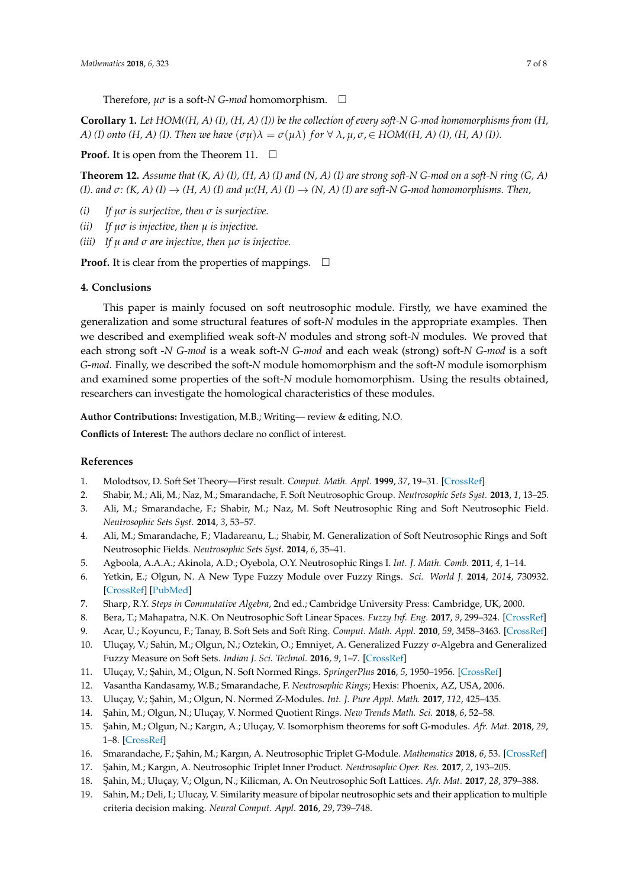Therefore, $\mu\sigma$ is a soft-*N G-mod* homomorphism. □

**Corollary 1.** *Let HOM((H, A) (I), (H, A) (I)) be the collection of every soft-N G-mod homomorphisms from (H, A) (I) onto (H, A) (I). Then we have* $(\sigma\mu)\lambda = \sigma(\mu\lambda)$ *for* $\forall\ \lambda, \mu, \sigma, \in$ *HOM((H, A) (I), (H, A) (I)).*

**Proof.** It is open from the Theorem 11. □

**Theorem 12.** *Assume that (K, A) (I), (H, A) (I) and (N, A) (I) are strong soft-N G-mod on a soft-N ring (G, A) (I). and* $\sigma$*: (K, A) (I)* $\rightarrow$ *(H, A) (I) and* $\mu$*:(H, A) (I)* $\rightarrow$ *(N, A) (I) are soft-N G-mod homomorphisms. Then,*

*(i)* *If* $\mu\sigma$ *is surjective, then* $\sigma$ *is surjective.*
*(ii)* *If* $\mu\sigma$ *is injective, then* $\mu$ *is injective.*
*(iii)* *If* $\mu$ *and* $\sigma$ *are injective, then* $\mu\sigma$ *is injective.*

**Proof.** It is clear from the properties of mappings. □

## 4. Conclusions

This paper is mainly focused on soft neutrosophic module. Firstly, we have examined the generalization and some structural features of soft-*N* modules in the appropriate examples. Then we described and exemplified weak soft-*N* modules and strong soft-*N* modules. We proved that each strong soft -*N G-mod* is a weak soft-*N G-mod* and each weak (strong) soft-*N G-mod* is a soft *G-mod*. Finally, we described the soft-*N* module homomorphism and the soft-*N* module isomorphism and examined some properties of the soft-*N* module homomorphism. Using the results obtained, researchers can investigate the homological characteristics of these modules.

**Author Contributions:** Investigation, M.B.; Writing— review & editing, N.O.

**Conflicts of Interest:** The authors declare no conflict of interest.

## References

1. Molodtsov, D. Soft Set Theory—First result. *Comput. Math. Appl.* **1999**, *37*, 19–31. [CrossRef]
2. Shabir, M.; Ali, M.; Naz, M.; Smarandache, F. Soft Neutrosophic Group. *Neutrosophic Sets Syst.* **2013**, *1*, 13–25.
3. Ali, M.; Smarandache, F.; Shabir, M.; Naz, M. Soft Neutrosophic Ring and Soft Neutrosophic Field. *Neutrosophic Sets Syst.* **2014**, *3*, 53–57.
4. Ali, M.; Smarandache, F.; Vladareanu, L.; Shabir, M. Generalization of Soft Neutrosophic Rings and Soft Neutrosophic Fields. *Neutrosophic Sets Syst.* **2014**, *6*, 35–41.
5. Agboola, A.A.A.; Akinola, A.D.; Oyebola, O.Y. Neutrosophic Rings I. *Int. J. Math. Comb.* **2011**, *4*, 1–14.
6. Yetkin, E.; Olgun, N. A New Type Fuzzy Module over Fuzzy Rings. *Sci. World J.* **2014**, *2014*, 730932. [CrossRef] [PubMed]
7. Sharp, R.Y. *Steps in Commutative Algebra*, 2nd ed.; Cambridge University Press: Cambridge, UK, 2000.
8. Bera, T.; Mahapatra, N.K. On Neutrosophic Soft Linear Spaces. *Fuzzy Inf. Eng.* **2017**, *9*, 299–324. [CrossRef]
9. Acar, U.; Koyuncu, F.; Tanay, B. Soft Sets and Soft Ring. *Comput. Math. Appl.* **2010**, *59*, 3458–3463. [CrossRef]
10. Uluçay, V.; Sahin, M.; Olgun, N.; Oztekin, O.; Emniyet, A. Generalized Fuzzy σ-Algebra and Generalized Fuzzy Measure on Soft Sets. *Indian J. Sci. Technol.* **2016**, *9*, 1–7. [CrossRef]
11. Uluçay, V.; Şahin, M.; Olgun, N. Soft Normed Rings. *SpringerPlus* **2016**, *5*, 1950–1956. [CrossRef]
12. Vasantha Kandasamy, W.B.; Smarandache, F. *Neutrosophic Rings*; Hexis: Phoenix, AZ, USA, 2006.
13. Uluçay, V.; Şahin, M.; Olgun, N. Normed Z-Modules. *Int. J. Pure Appl. Math.* **2017**, *112*, 425–435.
14. Şahin, M.; Olgun, N.; Uluçay, V. Normed Quotient Rings. *New Trends Math. Sci.* **2018**, *6*, 52–58.
15. Şahin, M.; Olgun, N.; Kargın, A.; Uluçay, V. Isomorphism theorems for soft G-modules. *Afr. Mat.* **2018**, *29*, 1–8. [CrossRef]
16. Smarandache, F.; Şahin, M.; Kargın, A. Neutrosophic Triplet G-Module. *Mathematics* **2018**, *6*, 53. [CrossRef]
17. Şahin, M.; Kargın, A. Neutrosophic Triplet Inner Product. *Neutrosophic Oper. Res.* **2017**, *2*, 193–205.
18. Şahin, M.; Uluçay, V.; Olgun, N.; Kilicman, A. On Neutrosophic Soft Lattices. *Afr. Mat.* **2017**, *28*, 379–388.
19. Sahin, M.; Deli, I.; Ulucay, V. Similarity measure of bipolar neutrosophic sets and their application to multiple criteria decision making. *Neural Comput. Appl.* **2016**, *29*, 739–748.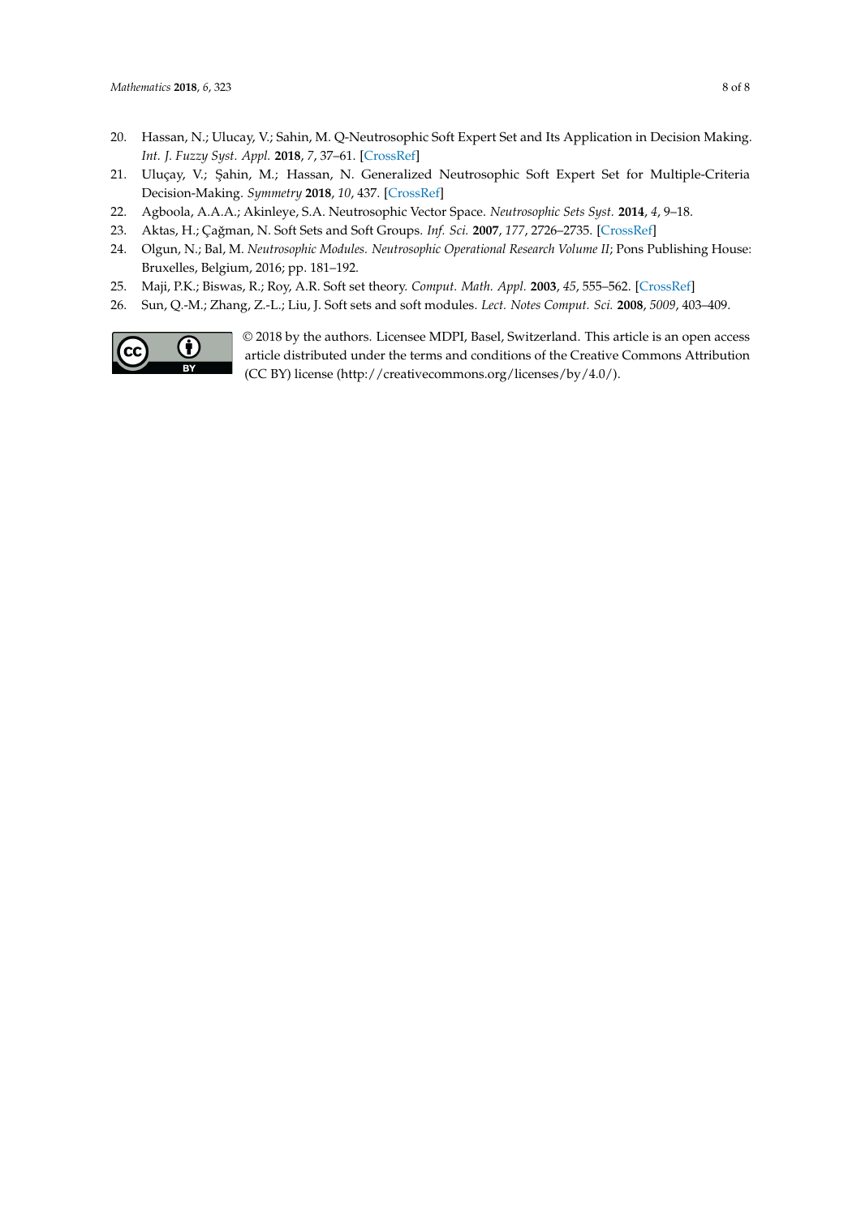20. Hassan, N.; Ulucay, V.; Sahin, M. Q-Neutrosophic Soft Expert Set and Its Application in Decision Making. *Int. J. Fuzzy Syst. Appl.* **2018**, *7*, 37–61. [CrossRef]
21. Uluçay, V.; Şahin, M.; Hassan, N. Generalized Neutrosophic Soft Expert Set for Multiple-Criteria Decision-Making. *Symmetry* **2018**, *10*, 437. [CrossRef]
22. Agboola, A.A.A.; Akinleye, S.A. Neutrosophic Vector Space. *Neutrosophic Sets Syst.* **2014**, *4*, 9–18.
23. Aktas, H.; Çağman, N. Soft Sets and Soft Groups. *Inf. Sci.* **2007**, *177*, 2726–2735. [CrossRef]
24. Olgun, N.; Bal, M. *Neutrosophic Modules. Neutrosophic Operational Research Volume II*; Pons Publishing House: Bruxelles, Belgium, 2016; pp. 181–192.
25. Maji, P.K.; Biswas, R.; Roy, A.R. Soft set theory. *Comput. Math. Appl.* **2003**, *45*, 555–562. [CrossRef]
26. Sun, Q.-M.; Zhang, Z.-L.; Liu, J. Soft sets and soft modules. *Lect. Notes Comput. Sci.* **2008**, *5009*, 403–409.

© 2018 by the authors. Licensee MDPI, Basel, Switzerland. This article is an open access article distributed under the terms and conditions of the Creative Commons Attribution (CC BY) license (http://creativecommons.org/licenses/by/4.0/).